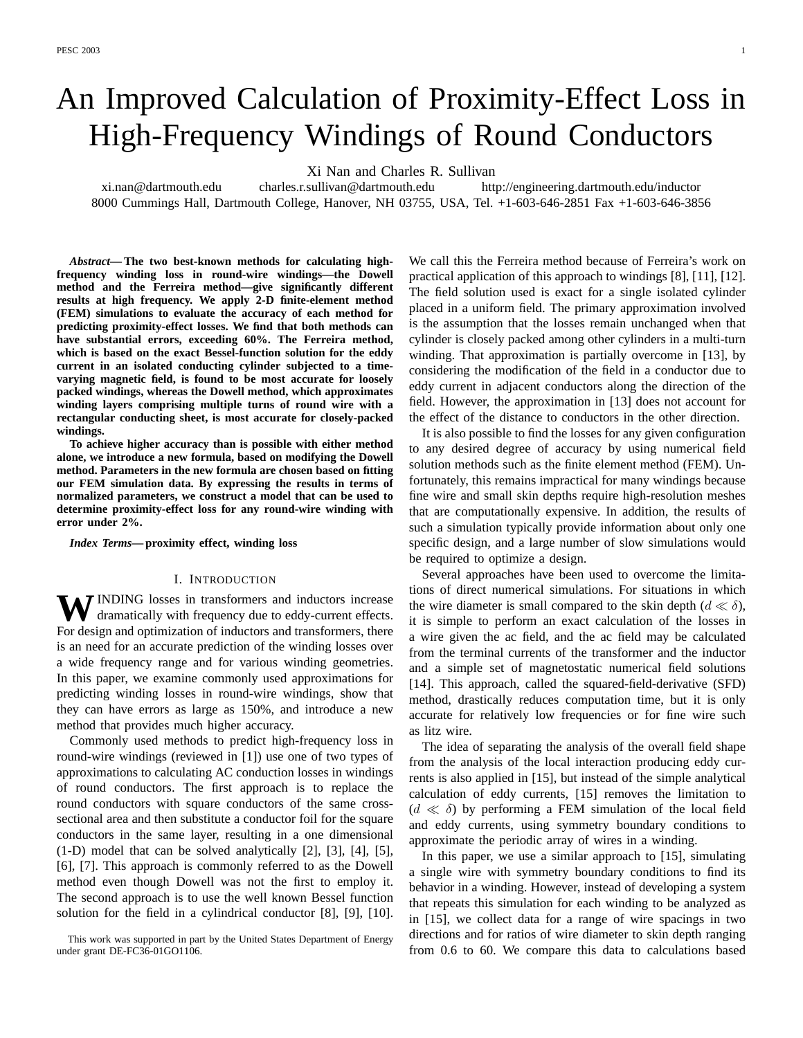# An Improved Calculation of Proximity-Effect Loss in High-Frequency Windings of Round Conductors

Xi Nan and Charles R. Sullivan

xi.nan@dartmouth.edu charles.r.sullivan@dartmouth.edu http://engineering.dartmouth.edu/inductor

8000 Cummings Hall, Dartmouth College, Hanover, NH 03755, USA, Tel. +1-603-646-2851 Fax +1-603-646-3856

***Abstract*— The two best-known methods for calculating high-frequency winding loss in round-wire windings—the Dowell method and the Ferreira method—give significantly different results at high frequency. We apply 2-D finite-element method (FEM) simulations to evaluate the accuracy of each method for predicting proximity-effect losses. We find that both methods can have substantial errors, exceeding 60%. The Ferreira method, which is based on the exact Bessel-function solution for the eddy current in an isolated conducting cylinder subjected to a time-varying magnetic field, is found to be most accurate for loosely packed windings, whereas the Dowell method, which approximates winding layers comprising multiple turns of round wire with a rectangular conducting sheet, is most accurate for closely-packed windings.**

**To achieve higher accuracy than is possible with either method alone, we introduce a new formula, based on modifying the Dowell method. Parameters in the new formula are chosen based on fitting our FEM simulation data. By expressing the results in terms of normalized parameters, we construct a model that can be used to determine proximity-effect loss for any round-wire winding with error under 2%.**

***Index Terms*— proximity effect, winding loss**

## I. Introduction

Winding losses in transformers and inductors increase dramatically with frequency due to eddy-current effects. For design and optimization of inductors and transformers, there is an need for an accurate prediction of the winding losses over a wide frequency range and for various winding geometries. In this paper, we examine commonly used approximations for predicting winding losses in round-wire windings, show that they can have errors as large as 150%, and introduce a new method that provides much higher accuracy.

Commonly used methods to predict high-frequency loss in round-wire windings (reviewed in [1]) use one of two types of approximations to calculating AC conduction losses in windings of round conductors. The first approach is to replace the round conductors with square conductors of the same cross-sectional area and then substitute a conductor foil for the square conductors in the same layer, resulting in a one dimensional (1-D) model that can be solved analytically [2], [3], [4], [5], [6], [7]. This approach is commonly referred to as the Dowell method even though Dowell was not the first to employ it. The second approach is to use the well known Bessel function solution for the field in a cylindrical conductor [8], [9], [10]. We call this the Ferreira method because of Ferreira's work on practical application of this approach to windings [8], [11], [12]. The field solution used is exact for a single isolated cylinder placed in a uniform field. The primary approximation involved is the assumption that the losses remain unchanged when that cylinder is closely packed among other cylinders in a multi-turn winding. That approximation is partially overcome in [13], by considering the modification of the field in a conductor due to eddy current in adjacent conductors along the direction of the field. However, the approximation in [13] does not account for the effect of the distance to conductors in the other direction.

It is also possible to find the losses for any given configuration to any desired degree of accuracy by using numerical field solution methods such as the finite element method (FEM). Unfortunately, this remains impractical for many windings because fine wire and small skin depths require high-resolution meshes that are computationally expensive. In addition, the results of such a simulation typically provide information about only one specific design, and a large number of slow simulations would be required to optimize a design.

Several approaches have been used to overcome the limitations of direct numerical simulations. For situations in which the wire diameter is small compared to the skin depth ($d \ll \delta$), it is simple to perform an exact calculation of the losses in a wire given the ac field, and the ac field may be calculated from the terminal currents of the transformer and the inductor and a simple set of magnetostatic numerical field solutions [14]. This approach, called the squared-field-derivative (SFD) method, drastically reduces computation time, but it is only accurate for relatively low frequencies or for fine wire such as litz wire.

The idea of separating the analysis of the overall field shape from the analysis of the local interaction producing eddy currents is also applied in [15], but instead of the simple analytical calculation of eddy currents, [15] removes the limitation to ($d \ll \delta$) by performing a FEM simulation of the local field and eddy currents, using symmetry boundary conditions to approximate the periodic array of wires in a winding.

In this paper, we use a similar approach to [15], simulating a single wire with symmetry boundary conditions to find its behavior in a winding. However, instead of developing a system that repeats this simulation for each winding to be analyzed as in [15], we collect data for a range of wire spacings in two directions and for ratios of wire diameter to skin depth ranging from 0.6 to 60. We compare this data to calculations based

This work was supported in part by the United States Department of Energy under grant DE-FC36-01GO1106.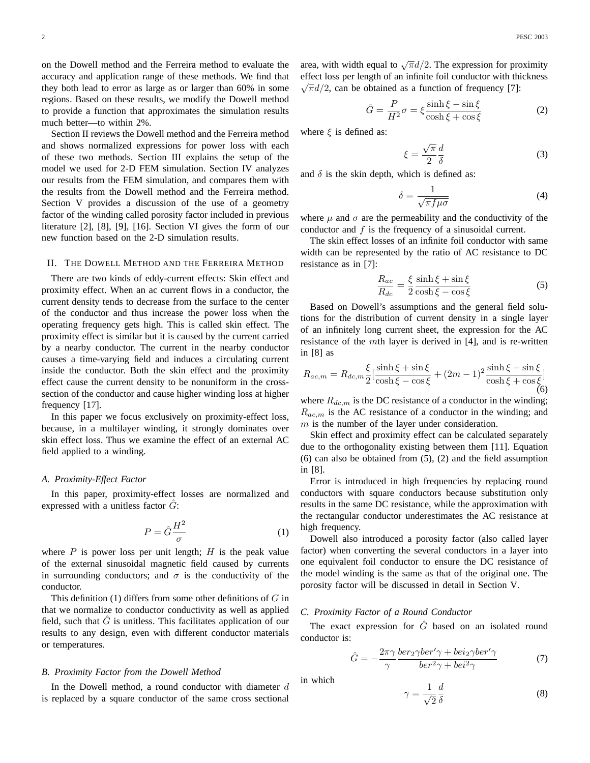on the Dowell method and the Ferreira method to evaluate the accuracy and application range of these methods. We find that they both lead to error as large as or larger than 60% in some regions. Based on these results, we modify the Dowell method to provide a function that approximates the simulation results much better—to within 2%.

Section II reviews the Dowell method and the Ferreira method and shows normalized expressions for power loss with each of these two methods. Section III explains the setup of the model we used for 2-D FEM simulation. Section IV analyzes our results from the FEM simulation, and compares them with the results from the Dowell method and the Ferreira method. Section V provides a discussion of the use of a geometry factor of the winding called porosity factor included in previous literature [2], [8], [9], [16]. Section VI gives the form of our new function based on the 2-D simulation results.

## II. The Dowell Method and the Ferreira Method

There are two kinds of eddy-current effects: Skin effect and proximity effect. When an ac current flows in a conductor, the current density tends to decrease from the surface to the center of the conductor and thus increase the power loss when the operating frequency gets high. This is called skin effect. The proximity effect is similar but it is caused by the current carried by a nearby conductor. The current in the nearby conductor causes a time-varying field and induces a circulating current inside the conductor. Both the skin effect and the proximity effect cause the current density to be nonuniform in the cross-section of the conductor and cause higher winding loss at higher frequency [17].

In this paper we focus exclusively on proximity-effect loss, because, in a multilayer winding, it strongly dominates over skin effect loss. Thus we examine the effect of an external AC field applied to a winding.

### A. Proximity-Effect Factor

In this paper, proximity-effect losses are normalized and expressed with a unitless factor $\hat{G}$:

$$P = \hat{G}\frac{H^2}{\sigma} \tag{1}$$

where $P$ is power loss per unit length; $H$ is the peak value of the external sinusoidal magnetic field caused by currents in surrounding conductors; and $\sigma$ is the conductivity of the conductor.

This definition (1) differs from some other definitions of $G$ in that we normalize to conductor conductivity as well as applied field, such that $\hat{G}$ is unitless. This facilitates application of our results to any design, even with different conductor materials or temperatures.

### B. Proximity Factor from the Dowell Method

In the Dowell method, a round conductor with diameter $d$ is replaced by a square conductor of the same cross sectional area, with width equal to $\sqrt{\pi}d/2$. The expression for proximity effect loss per length of an infinite foil conductor with thickness $\sqrt{\pi}d/2$, can be obtained as a function of frequency [7]:

$$\hat{G} = \frac{P}{H^2}\sigma = \xi\frac{\sinh\xi - \sin\xi}{\cosh\xi + \cos\xi} \tag{2}$$

where $\xi$ is defined as:

$$\xi = \frac{\sqrt{\pi}}{2}\frac{d}{\delta} \tag{3}$$

and $\delta$ is the skin depth, which is defined as:

$$\delta = \frac{1}{\sqrt{\pi f \mu \sigma}} \tag{4}$$

where $\mu$ and $\sigma$ are the permeability and the conductivity of the conductor and $f$ is the frequency of a sinusoidal current.

The skin effect losses of an infinite foil conductor with same width can be represented by the ratio of AC resistance to DC resistance as in [7]:

$$\frac{R_{ac}}{R_{dc}} = \frac{\xi}{2}\frac{\sinh\xi + \sin\xi}{\cosh\xi - \cos\xi} \tag{5}$$

Based on Dowell's assumptions and the general field solutions for the distribution of current density in a single layer of an infinitely long current sheet, the expression for the AC resistance of the $m$th layer is derived in [4], and is re-written in [8] as

$$R_{ac,m} = R_{dc,m}\frac{\xi}{2}\left[\frac{\sinh\xi + \sin\xi}{\cosh\xi - \cos\xi} + (2m-1)^2\frac{\sinh\xi - \sin\xi}{\cosh\xi + \cos\xi}\right] \tag{6}$$

where $R_{dc,m}$ is the DC resistance of a conductor in the winding; $R_{ac,m}$ is the AC resistance of a conductor in the winding; and $m$ is the number of the layer under consideration.

Skin effect and proximity effect can be calculated separately due to the orthogonality existing between them [11]. Equation (6) can also be obtained from (5), (2) and the field assumption in [8].

Error is introduced in high frequencies by replacing round conductors with square conductors because substitution only results in the same DC resistance, while the approximation with the rectangular conductor underestimates the AC resistance at high frequency.

Dowell also introduced a porosity factor (also called layer factor) when converting the several conductors in a layer into one equivalent foil conductor to ensure the DC resistance of the model winding is the same as that of the original one. The porosity factor will be discussed in detail in Section V.

### C. Proximity Factor of a Round Conductor

The exact expression for $\hat{G}$ based on an isolated round conductor is:

$$\hat{G} = -\frac{2\pi\gamma}{\gamma}\frac{ber_2\gamma ber'\gamma + bei_2\gamma ber'\gamma}{ber^2\gamma + bei^2\gamma} \tag{7}$$

in which

$$\gamma = \frac{1}{\sqrt{2}}\frac{d}{\delta} \tag{8}$$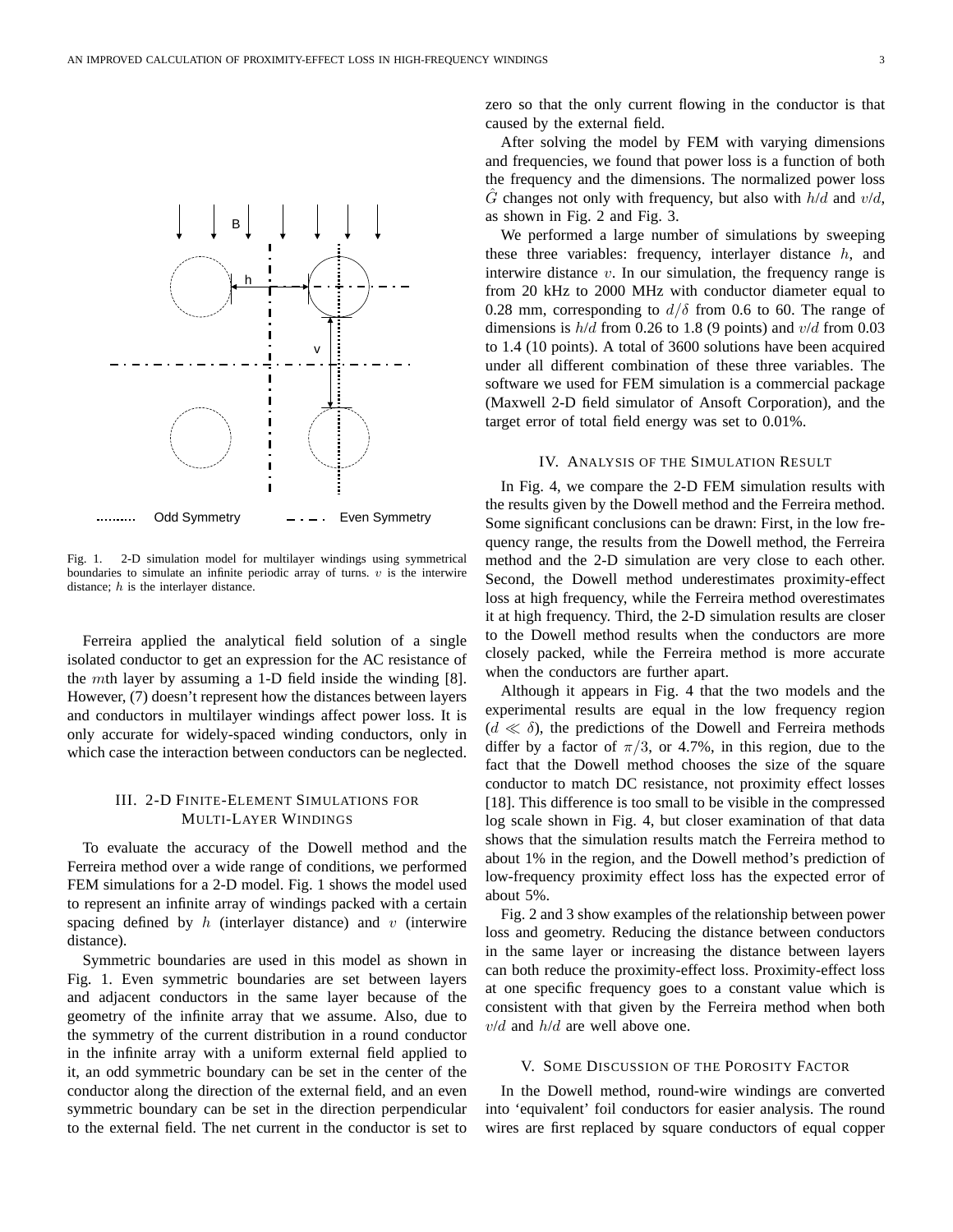Fig. 1. 2-D simulation model for multilayer windings using symmetrical boundaries to simulate an infinite periodic array of turns. $v$ is the interwire distance; $h$ is the interlayer distance.

Ferreira applied the analytical field solution of a single isolated conductor to get an expression for the AC resistance of the $m$th layer by assuming a 1-D field inside the winding [8]. However, (7) doesn't represent how the distances between layers and conductors in multilayer windings affect power loss. It is only accurate for widely-spaced winding conductors, only in which case the interaction between conductors can be neglected.

## III. 2-D Finite-Element Simulations for Multi-Layer Windings

To evaluate the accuracy of the Dowell method and the Ferreira method over a wide range of conditions, we performed FEM simulations for a 2-D model. Fig. 1 shows the model used to represent an infinite array of windings packed with a certain spacing defined by $h$ (interlayer distance) and $v$ (interwire distance).

Symmetric boundaries are used in this model as shown in Fig. 1. Even symmetric boundaries are set between layers and adjacent conductors in the same layer because of the geometry of the infinite array that we assume. Also, due to the symmetry of the current distribution in a round conductor in the infinite array with a uniform external field applied to it, an odd symmetric boundary can be set in the center of the conductor along the direction of the external field, and an even symmetric boundary can be set in the direction perpendicular to the external field. The net current in the conductor is set to zero so that the only current flowing in the conductor is that caused by the external field.

After solving the model by FEM with varying dimensions and frequencies, we found that power loss is a function of both the frequency and the dimensions. The normalized power loss $\hat{G}$ changes not only with frequency, but also with $h/d$ and $v/d$, as shown in Fig. 2 and Fig. 3.

We performed a large number of simulations by sweeping these three variables: frequency, interlayer distance $h$, and interwire distance $v$. In our simulation, the frequency range is from 20 kHz to 2000 MHz with conductor diameter equal to 0.28 mm, corresponding to $d/\delta$ from 0.6 to 60. The range of dimensions is $h/d$ from 0.26 to 1.8 (9 points) and $v/d$ from 0.03 to 1.4 (10 points). A total of 3600 solutions have been acquired under all different combination of these three variables. The software we used for FEM simulation is a commercial package (Maxwell 2-D field simulator of Ansoft Corporation), and the target error of total field energy was set to 0.01%.

## IV. Analysis of the Simulation Result

In Fig. 4, we compare the 2-D FEM simulation results with the results given by the Dowell method and the Ferreira method. Some significant conclusions can be drawn: First, in the low frequency range, the results from the Dowell method, the Ferreira method and the 2-D simulation are very close to each other. Second, the Dowell method underestimates proximity-effect loss at high frequency, while the Ferreira method overestimates it at high frequency. Third, the 2-D simulation results are closer to the Dowell method results when the conductors are more closely packed, while the Ferreira method is more accurate when the conductors are further apart.

Although it appears in Fig. 4 that the two models and the experimental results are equal in the low frequency region ($d \ll \delta$), the predictions of the Dowell and Ferreira methods differ by a factor of $\pi/3$, or 4.7%, in this region, due to the fact that the Dowell method chooses the size of the square conductor to match DC resistance, not proximity effect losses [18]. This difference is too small to be visible in the compressed log scale shown in Fig. 4, but closer examination of that data shows that the simulation results match the Ferreira method to about 1% in the region, and the Dowell method's prediction of low-frequency proximity effect loss has the expected error of about 5%.

Fig. 2 and 3 show examples of the relationship between power loss and geometry. Reducing the distance between conductors in the same layer or increasing the distance between layers can both reduce the proximity-effect loss. Proximity-effect loss at one specific frequency goes to a constant value which is consistent with that given by the Ferreira method when both $v/d$ and $h/d$ are well above one.

## V. Some Discussion of the Porosity Factor

In the Dowell method, round-wire windings are converted into 'equivalent' foil conductors for easier analysis. The round wires are first replaced by square conductors of equal copper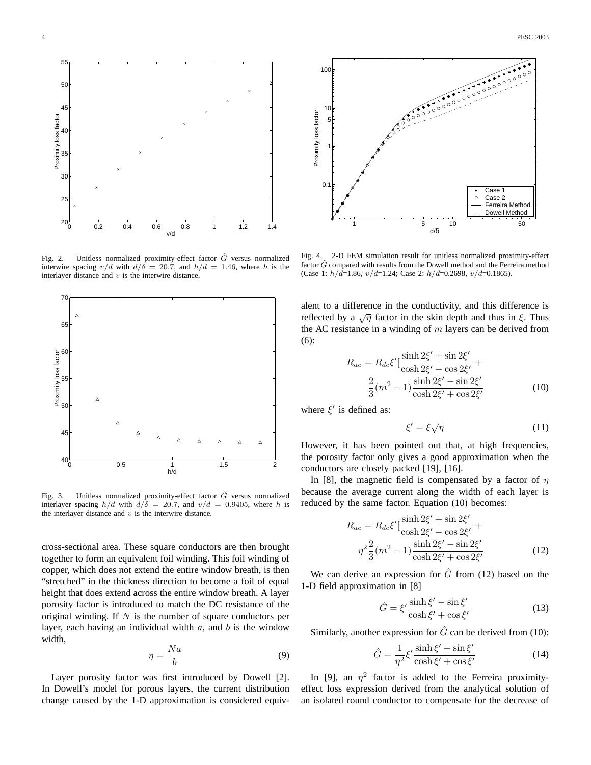Fig. 2. Unitless normalized proximity-effect factor $\hat{G}$ versus normalized interwire spacing $v/d$ with $d/\delta = 20.7$, and $h/d = 1.46$, where $h$ is the interlayer distance and $v$ is the interwire distance.

Fig. 3. Unitless normalized proximity-effect factor $\hat{G}$ versus normalized interlayer spacing $h/d$ with $d/\delta = 20.7$, and $v/d = 0.9405$, where $h$ is the interlayer distance and $v$ is the interwire distance.

cross-sectional area. These square conductors are then brought together to form an equivalent foil winding. This foil winding of copper, which does not extend the entire window breath, is then "stretched" in the thickness direction to become a foil of equal height that does extend across the entire window breath. A layer porosity factor is introduced to match the DC resistance of the original winding. If $N$ is the number of square conductors per layer, each having an individual width $a$, and $b$ is the window width,

$$\eta = \frac{Na}{b} \tag{9}$$

Layer porosity factor was first introduced by Dowell [2]. In Dowell's model for porous layers, the current distribution change caused by the 1-D approximation is considered equivalent to a difference in the conductivity, and this difference is reflected by a $\sqrt{\eta}$ factor in the skin depth and thus in $\xi$. Thus the AC resistance in a winding of $m$ layers can be derived from (6):

$$R_{ac} = R_{dc}\xi'\left[\frac{\sinh 2\xi' + \sin 2\xi'}{\cosh 2\xi' - \cos 2\xi'} + \frac{2}{3}(m^2-1)\frac{\sinh 2\xi' - \sin 2\xi'}{\cosh 2\xi' + \cos 2\xi'}\right] \tag{10}$$

where $\xi'$ is defined as:

$$\xi' = \xi\sqrt{\eta} \tag{11}$$

However, it has been pointed out that, at high frequencies, the porosity factor only gives a good approximation when the conductors are closely packed [19], [16].

In [8], the magnetic field is compensated by a factor of $\eta$ because the average current along the width of each layer is reduced by the same factor. Equation (10) becomes:

$$R_{ac} = R_{dc}\xi'\left[\frac{\sinh 2\xi' + \sin 2\xi'}{\cosh 2\xi' - \cos 2\xi'} + \eta^2\frac{2}{3}(m^2-1)\frac{\sinh 2\xi' - \sin 2\xi'}{\cosh 2\xi' + \cos 2\xi'}\right] \tag{12}$$

We can derive an expression for $\hat{G}$ from (12) based on the 1-D field approximation in [8]

$$\hat{G} = \xi'\frac{\sinh \xi' - \sin \xi'}{\cosh \xi' + \cos \xi'} \tag{13}$$

Similarly, another expression for $\hat{G}$ can be derived from (10):

$$\hat{G} = \frac{1}{\eta^2}\xi'\frac{\sinh \xi' - \sin \xi'}{\cosh \xi' + \cos \xi'} \tag{14}$$

In [9], an $\eta^2$ factor is added to the Ferreira proximity-effect loss expression derived from the analytical solution of an isolated round conductor to compensate for the decrease of

Fig. 4. 2-D FEM simulation result for unitless normalized proximity-effect factor $\hat{G}$ compared with results from the Dowell method and the Ferreira method (Case 1: $h/d$=1.86, $v/d$=1.24; Case 2: $h/d$=0.2698, $v/d$=0.1865).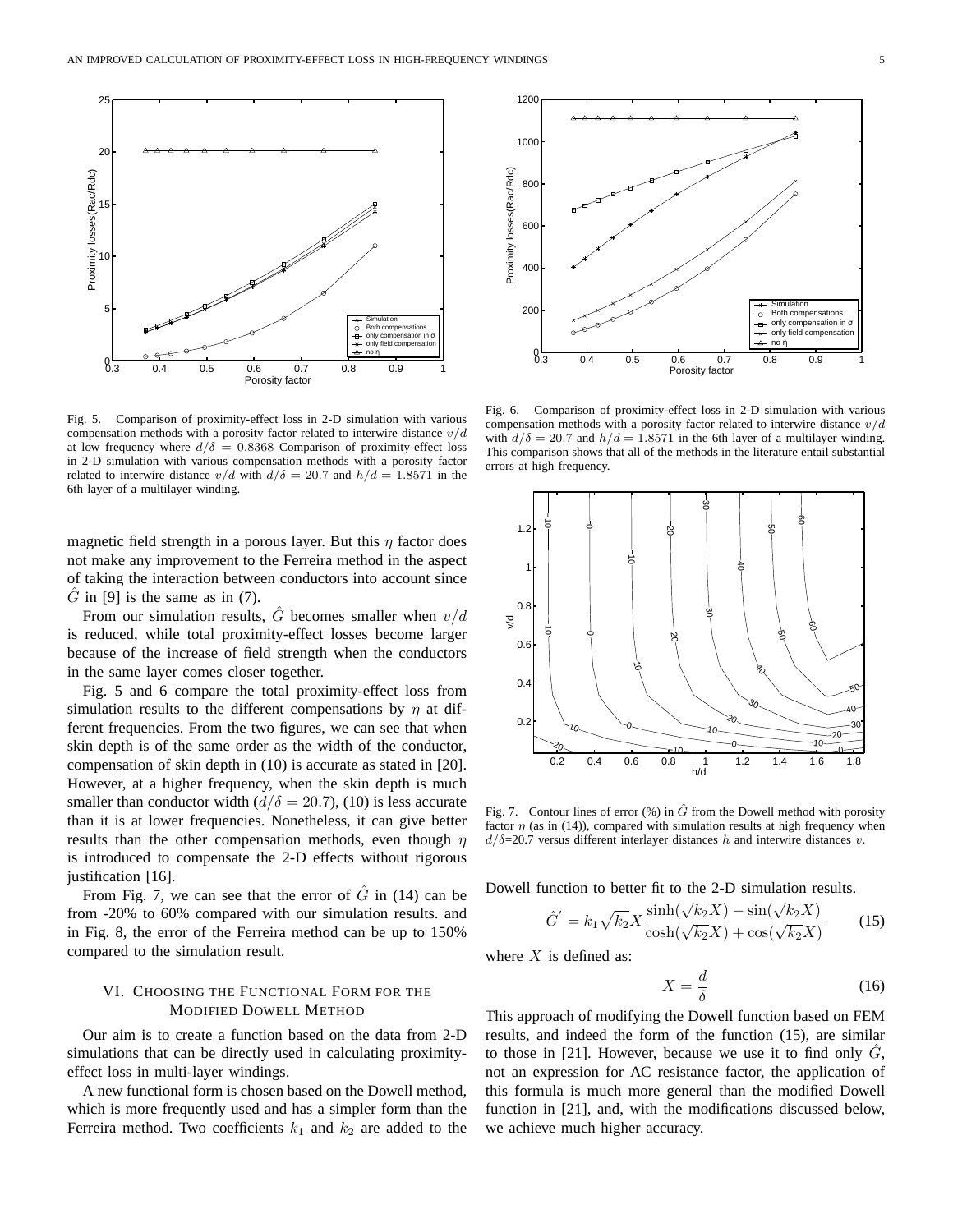Fig. 5. Comparison of proximity-effect loss in 2-D simulation with various compensation methods with a porosity factor related to interwire distance $v/d$ at low frequency where $d/\delta = 0.8368$ Comparison of proximity-effect loss in 2-D simulation with various compensation methods with a porosity factor related to interwire distance $v/d$ with $d/\delta = 20.7$ and $h/d = 1.8571$ in the 6th layer of a multilayer winding.

Fig. 6. Comparison of proximity-effect loss in 2-D simulation with various compensation methods with a porosity factor related to interwire distance $v/d$ with $d/\delta = 20.7$ and $h/d = 1.8571$ in the 6th layer of a multilayer winding. This comparison shows that all of the methods in the literature entail substantial errors at high frequency.

magnetic field strength in a porous layer. But this $\eta$ factor does not make any improvement to the Ferreira method in the aspect of taking the interaction between conductors into account since $\hat{G}$ in [9] is the same as in (7).

From our simulation results, $\hat{G}$ becomes smaller when $v/d$ is reduced, while total proximity-effect losses become larger because of the increase of field strength when the conductors in the same layer comes closer together.

Fig. 5 and 6 compare the total proximity-effect loss from simulation results to the different compensations by $\eta$ at different frequencies. From the two figures, we can see that when skin depth is of the same order as the width of the conductor, compensation of skin depth in (10) is accurate as stated in [20]. However, at a higher frequency, when the skin depth is much smaller than conductor width ($d/\delta = 20.7$), (10) is less accurate than it is at lower frequencies. Nonetheless, it can give better results than the other compensation methods, even though $\eta$ is introduced to compensate the 2-D effects without rigorous justification [16].

From Fig. 7, we can see that the error of $\hat{G}$ in (14) can be from -20% to 60% compared with our simulation results. and in Fig. 8, the error of the Ferreira method can be up to 150% compared to the simulation result.

## VI. Choosing the Functional Form for the Modified Dowell Method

Our aim is to create a function based on the data from 2-D simulations that can be directly used in calculating proximity-effect loss in multi-layer windings.

A new functional form is chosen based on the Dowell method, which is more frequently used and has a simpler form than the Ferreira method. Two coefficients $k_1$ and $k_2$ are added to the

Fig. 7. Contour lines of error (%) in $\hat{G}$ from the Dowell method with porosity factor $\eta$ (as in (14)), compared with simulation results at high frequency when $d/\delta$=20.7 versus different interlayer distances $h$ and interwire distances $v$.

Dowell function to better fit to the 2-D simulation results.

$$\hat{G}' = k_1 \sqrt{k_2} X \frac{\sinh(\sqrt{k_2}X) - \sin(\sqrt{k_2}X)}{\cosh(\sqrt{k_2}X) + \cos(\sqrt{k_2}X)} \tag{15}$$

where $X$ is defined as:

$$X = \frac{d}{\delta} \tag{16}$$

This approach of modifying the Dowell function based on FEM results, and indeed the form of the function (15), are similar to those in [21]. However, because we use it to find only $\hat{G}$, not an expression for AC resistance factor, the application of this formula is much more general than the modified Dowell function in [21], and, with the modifications discussed below, we achieve much higher accuracy.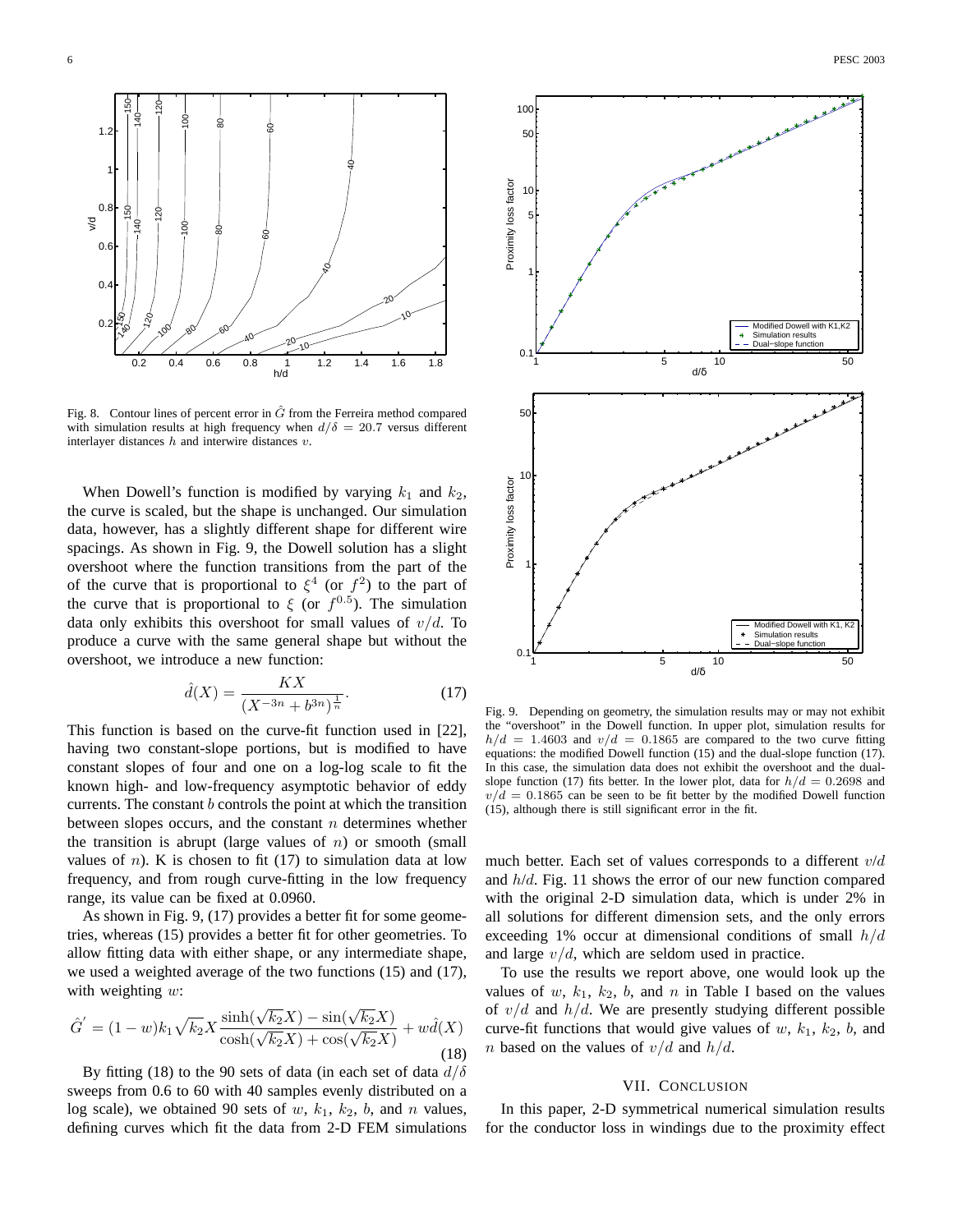Fig. 8. Contour lines of percent error in $\hat{G}$ from the Ferreira method compared with simulation results at high frequency when $d/\delta = 20.7$ versus different interlayer distances $h$ and interwire distances $v$.

When Dowell's function is modified by varying $k_1$ and $k_2$, the curve is scaled, but the shape is unchanged. Our simulation data, however, has a slightly different shape for different wire spacings. As shown in Fig. 9, the Dowell solution has a slight overshoot where the function transitions from the part of the of the curve that is proportional to $\xi^4$ (or $f^2$) to the part of the curve that is proportional to $\xi$ (or $f^{0.5}$). The simulation data only exhibits this overshoot for small values of $v/d$. To produce a curve with the same general shape but without the overshoot, we introduce a new function:

$$\hat{d}(X) = \frac{KX}{\left(X^{-3n} + b^{3n}\right)^{\frac{1}{n}}}. \tag{17}$$

This function is based on the curve-fit function used in [22], having two constant-slope portions, but is modified to have constant slopes of four and one on a log-log scale to fit the known high- and low-frequency asymptotic behavior of eddy currents. The constant $b$ controls the point at which the transition between slopes occurs, and the constant $n$ determines whether the transition is abrupt (large values of $n$) or smooth (small values of $n$). K is chosen to fit (17) to simulation data at low frequency, and from rough curve-fitting in the low frequency range, its value can be fixed at 0.0960.

As shown in Fig. 9, (17) provides a better fit for some geometries, whereas (15) provides a better fit for other geometries. To allow fitting data with either shape, or any intermediate shape, we used a weighted average of the two functions (15) and (17), with weighting $w$:

$$\hat{G}' = (1-w)k_1\sqrt{k_2}X\frac{\sinh(\sqrt{k_2}X) - \sin(\sqrt{k_2}X)}{\cosh(\sqrt{k_2}X) + \cos(\sqrt{k_2}X)} + w\hat{d}(X) \tag{18}$$

By fitting (18) to the 90 sets of data (in each set of data $d/\delta$ sweeps from 0.6 to 60 with 40 samples evenly distributed on a log scale), we obtained 90 sets of $w$, $k_1$, $k_2$, $b$, and $n$ values, defining curves which fit the data from 2-D FEM simulations much better. Each set of values corresponds to a different $v/d$ and $h/d$. Fig. 11 shows the error of our new function compared with the original 2-D simulation data, which is under 2% in all solutions for different dimension sets, and the only errors exceeding 1% occur at dimensional conditions of small $h/d$ and large $v/d$, which are seldom used in practice.

Fig. 9. Depending on geometry, the simulation results may or may not exhibit the "overshoot" in the Dowell function. In upper plot, simulation results for $h/d = 1.4603$ and $v/d = 0.1865$ are compared to the two curve fitting equations: the modified Dowell function (15) and the dual-slope function (17). In this case, the simulation data does not exhibit the overshoot and the dual-slope function (17) fits better. In the lower plot, data for $h/d = 0.2698$ and $v/d = 0.1865$ can be seen to be fit better by the modified Dowell function (15), although there is still significant error in the fit.

To use the results we report above, one would look up the values of $w$, $k_1$, $k_2$, $b$, and $n$ in Table I based on the values of $v/d$ and $h/d$. We are presently studying different possible curve-fit functions that would give values of $w$, $k_1$, $k_2$, $b$, and $n$ based on the values of $v/d$ and $h/d$.

## VII. Conclusion

In this paper, 2-D symmetrical numerical simulation results for the conductor loss in windings due to the proximity effect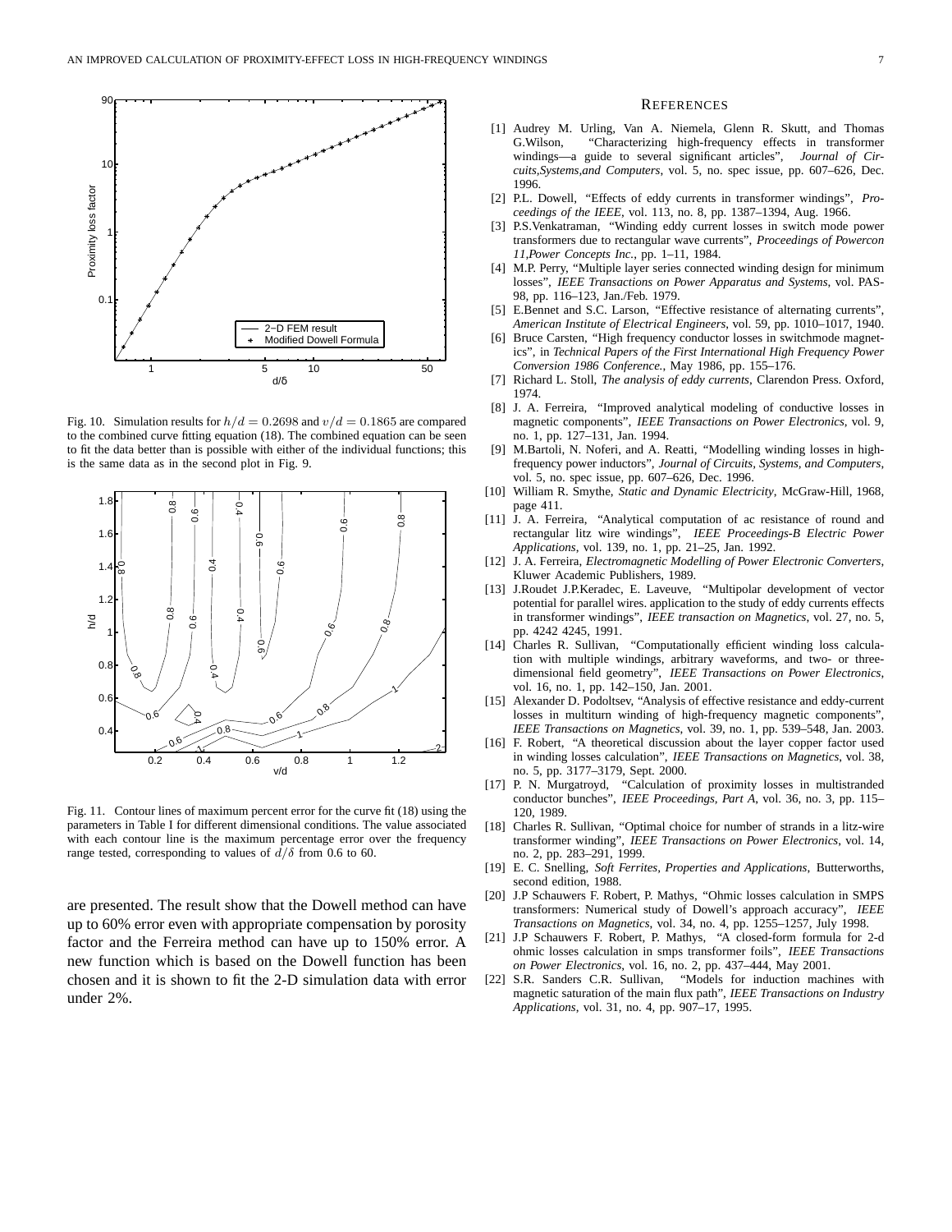Fig. 10. Simulation results for $h/d = 0.2698$ and $v/d = 0.1865$ are compared to the combined curve fitting equation (18). The combined equation can be seen to fit the data better than is possible with either of the individual functions; this is the same data as in the second plot in Fig. 9.

Fig. 11. Contour lines of maximum percent error for the curve fit (18) using the parameters in Table I for different dimensional conditions. The value associated with each contour line is the maximum percentage error over the frequency range tested, corresponding to values of $d/\delta$ from 0.6 to 60.

are presented. The result show that the Dowell method can have up to 60% error even with appropriate compensation by porosity factor and the Ferreira method can have up to 150% error. A new function which is based on the Dowell function has been chosen and it is shown to fit the 2-D simulation data with error under 2%.

## REFERENCES

[1] Audrey M. Urling, Van A. Niemela, Glenn R. Skutt, and Thomas G.Wilson, "Characterizing high-frequency effects in transformer windings—a guide to several significant articles", *Journal of Circuits,Systems,and Computers*, vol. 5, no. spec issue, pp. 607–626, Dec. 1996.

[2] P.L. Dowell, "Effects of eddy currents in transformer windings", *Proceedings of the IEEE*, vol. 113, no. 8, pp. 1387–1394, Aug. 1966.

[3] P.S.Venkatraman, "Winding eddy current losses in switch mode power transformers due to rectangular wave currents", *Proceedings of Powercon 11,Power Concepts Inc.*, pp. 1–11, 1984.

[4] M.P. Perry, "Multiple layer series connected winding design for minimum losses", *IEEE Transactions on Power Apparatus and Systems*, vol. PAS-98, pp. 116–123, Jan./Feb. 1979.

[5] E.Bennet and S.C. Larson, "Effective resistance of alternating currents", *American Institute of Electrical Engineers*, vol. 59, pp. 1010–1017, 1940.

[6] Bruce Carsten, "High frequency conductor losses in switchmode magnetics", in *Technical Papers of the First International High Frequency Power Conversion 1986 Conference.*, May 1986, pp. 155–176.

[7] Richard L. Stoll, *The analysis of eddy currents*, Clarendon Press. Oxford, 1974.

[8] J. A. Ferreira, "Improved analytical modeling of conductive losses in magnetic components", *IEEE Transactions on Power Electronics*, vol. 9, no. 1, pp. 127–131, Jan. 1994.

[9] M.Bartoli, N. Noferi, and A. Reatti, "Modelling winding losses in high-frequency power inductors", *Journal of Circuits, Systems, and Computers*, vol. 5, no. spec issue, pp. 607–626, Dec. 1996.

[10] William R. Smythe, *Static and Dynamic Electricity*, McGraw-Hill, 1968, page 411.

[11] J. A. Ferreira, "Analytical computation of ac resistance of round and rectangular litz wire windings", *IEEE Proceedings-B Electric Power Applications*, vol. 139, no. 1, pp. 21–25, Jan. 1992.

[12] J. A. Ferreira, *Electromagnetic Modelling of Power Electronic Converters*, Kluwer Academic Publishers, 1989.

[13] J.Roudet J.P.Keradec, E. Laveuve, "Multipolar development of vector potential for parallel wires. application to the study of eddy currents effects in transformer windings", *IEEE transaction on Magnetics*, vol. 27, no. 5, pp. 4242 4245, 1991.

[14] Charles R. Sullivan, "Computationally efficient winding loss calculation with multiple windings, arbitrary waveforms, and two- or three-dimensional field geometry", *IEEE Transactions on Power Electronics*, vol. 16, no. 1, pp. 142–150, Jan. 2001.

[15] Alexander D. Podoltsev, "Analysis of effective resistance and eddy-current losses in multiturn winding of high-frequency magnetic components", *IEEE Transactions on Magnetics*, vol. 39, no. 1, pp. 539–548, Jan. 2003.

[16] F. Robert, "A theoretical discussion about the layer copper factor used in winding losses calculation", *IEEE Transactions on Magnetics*, vol. 38, no. 5, pp. 3177–3179, Sept. 2000.

[17] P. N. Murgatroyd, "Calculation of proximity losses in multistranded conductor bunches", *IEEE Proceedings, Part A*, vol. 36, no. 3, pp. 115–120, 1989.

[18] Charles R. Sullivan, "Optimal choice for number of strands in a litz-wire transformer winding", *IEEE Transactions on Power Electronics*, vol. 14, no. 2, pp. 283–291, 1999.

[19] E. C. Snelling, *Soft Ferrites, Properties and Applications*, Butterworths, second edition, 1988.

[20] J.P Schauwers F. Robert, P. Mathys, "Ohmic losses calculation in SMPS transformers: Numerical study of Dowell's approach accuracy", *IEEE Transactions on Magnetics*, vol. 34, no. 4, pp. 1255–1257, July 1998.

[21] J.P Schauwers F. Robert, P. Mathys, "A closed-form formula for 2-d ohmic losses calculation in smps transformer foils", *IEEE Transactions on Power Electronics*, vol. 16, no. 2, pp. 437–444, May 2001.

[22] S.R. Sanders C.R. Sullivan, "Models for induction machines with magnetic saturation of the main flux path", *IEEE Transactions on Industry Applications*, vol. 31, no. 4, pp. 907–17, 1995.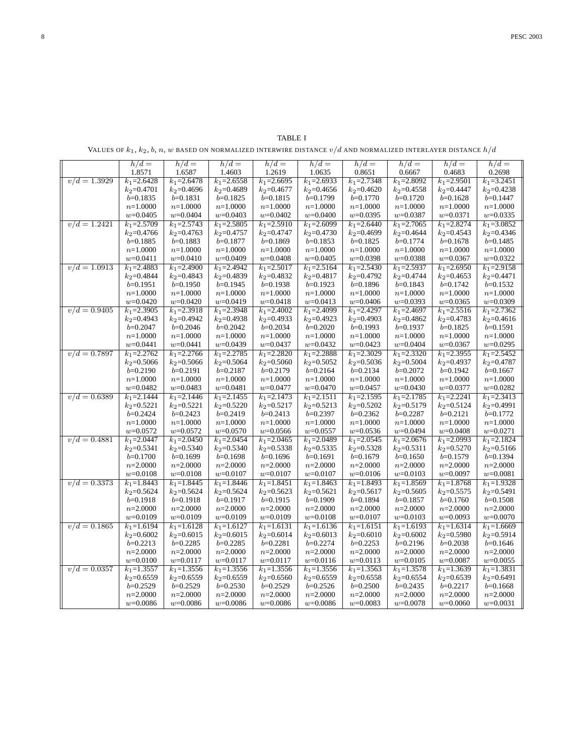TABLE I

VALUES OF $k_1$, $k_2$, $b$, $n$, $w$ BASED ON NORMALIZED INTERWIRE DISTANCE $v/d$ AND NORMALIZED INTERLAYER DISTANCE $h/d$

| | $h/d=$ 1.8571 | $h/d=$ 1.6587 | $h/d=$ 1.4603 | $h/d=$ 1.2619 | $h/d=$ 1.0635 | $h/d=$ 0.8651 | $h/d=$ 0.6667 | $h/d=$ 0.4683 | $h/d=$ 0.2698 |
|---|---|---|---|---|---|---|---|---|---|
| $v/d=1.3929$ | $k_1$=2.6428 | $k_1$=2.6478 | $k_1$=2.6558 | $k_1$=2.6695 | $k_1$=2.6933 | $k_1$=2.7348 | $k_1$=2.8092 | $k_1$=2.9501 | $k_1$=3.2451 |
| | $k_2$=0.4701 | $k_2$=0.4696 | $k_2$=0.4689 | $k_2$=0.4677 | $k_2$=0.4656 | $k_2$=0.4620 | $k_2$=0.4558 | $k_2$=0.4447 | $k_2$=0.4238 |
| | $b$=0.1835 | $b$=0.1831 | $b$=0.1825 | $b$=0.1815 | $b$=0.1799 | $b$=0.1770 | $b$=0.1720 | $b$=0.1628 | $b$=0.1447 |
| | $n$=1.0000 | $n$=1.0000 | $n$=1.0000 | $n$=1.0000 | $n$=1.0000 | $n$=1.0000 | $n$=1.0000 | $n$=1.0000 | $n$=1.0000 |
| | $w$=0.0405 | $w$=0.0404 | $w$=0.0403 | $w$=0.0402 | $w$=0.0400 | $w$=0.0395 | $w$=0.0387 | $w$=0.0371 | $w$=0.0335 |
| $v/d=1.2421$ | $k_1$=2.5709 | $k_1$=2.5743 | $k_1$=2.5805 | $k_1$=2.5910 | $k_1$=2.6099 | $k_1$=2.6440 | $k_1$=2.7065 | $k_1$=2.8274 | $k_1$=3.0852 |
| | $k_2$=0.4766 | $k_2$=0.4763 | $k_2$=0.4757 | $k_2$=0.4747 | $k_2$=0.4730 | $k_2$=0.4699 | $k_2$=0.4644 | $k_2$=0.4543 | $k_2$=0.4346 |
| | $b$=0.1885 | $b$=0.1883 | $b$=0.1877 | $b$=0.1869 | $b$=0.1853 | $b$=0.1825 | $b$=0.1774 | $b$=0.1678 | $b$=0.1485 |
| | $n$=1.0000 | $n$=1.0000 | $n$=1.0000 | $n$=1.0000 | $n$=1.0000 | $n$=1.0000 | $n$=1.0000 | $n$=1.0000 | $n$=1.0000 |
| | $w$=0.0411 | $w$=0.0410 | $w$=0.0409 | $w$=0.0408 | $w$=0.0405 | $w$=0.0398 | $w$=0.0388 | $w$=0.0367 | $w$=0.0322 |
| $v/d=1.0913$ | $k_1$=2.4883 | $k_1$=2.4900 | $k_1$=2.4942 | $k_1$=2.5017 | $k_1$=2.5164 | $k_1$=2.5430 | $k_1$=2.5937 | $k_1$=2.6950 | $k_1$=2.9158 |
| | $k_2$=0.4844 | $k_2$=0.4843 | $k_2$=0.4839 | $k_2$=0.4832 | $k_2$=0.4817 | $k_2$=0.4792 | $k_2$=0.4744 | $k_2$=0.4653 | $k_2$=0.4471 |
| | $b$=0.1951 | $b$=0.1950 | $b$=0.1945 | $b$=0.1938 | $b$=0.1923 | $b$=0.1896 | $b$=0.1843 | $b$=0.1742 | $b$=0.1532 |
| | $n$=1.0000 | $n$=1.0000 | $n$=1.0000 | $n$=1.0000 | $n$=1.0000 | $n$=1.0000 | $n$=1.0000 | $n$=1.0000 | $n$=1.0000 |
| | $w$=0.0420 | $w$=0.0420 | $w$=0.0419 | $w$=0.0418 | $w$=0.0413 | $w$=0.0406 | $w$=0.0393 | $w$=0.0365 | $w$=0.0309 |
| $v/d=0.9405$ | $k_1$=2.3905 | $k_1$=2.3918 | $k_1$=2.3948 | $k_1$=2.4002 | $k_1$=2.4099 | $k_1$=2.4297 | $k_1$=2.4697 | $k_1$=2.5516 | $k_1$=2.7362 |
| | $k_2$=0.4943 | $k_2$=0.4942 | $k_2$=0.4938 | $k_2$=0.4933 | $k_2$=0.4923 | $k_2$=0.4903 | $k_2$=0.4862 | $k_2$=0.4783 | $k_2$=0.4616 |
| | $b$=0.2047 | $b$=0.2046 | $b$=0.2042 | $b$=0.2034 | $b$=0.2020 | $b$=0.1993 | $b$=0.1937 | $b$=0.1825 | $b$=0.1591 |
| | $n$=1.0000 | $n$=1.0000 | $n$=1.0000 | $n$=1.0000 | $n$=1.0000 | $n$=1.0000 | $n$=1.0000 | $n$=1.0000 | $n$=1.0000 |
| | $w$=0.0441 | $w$=0.0441 | $w$=0.0439 | $w$=0.0437 | $w$=0.0432 | $w$=0.0423 | $w$=0.0404 | $w$=0.0367 | $w$=0.0295 |
| $v/d=0.7897$ | $k_1$=2.2762 | $k_1$=2.2766 | $k_1$=2.2785 | $k_1$=2.2820 | $k_1$=2.2888 | $k_1$=2.3029 | $k_1$=2.3320 | $k_1$=2.3955 | $k_1$=2.5452 |
| | $k_2$=0.5066 | $k_2$=0.5066 | $k_2$=0.5064 | $k_2$=0.5060 | $k_2$=0.5052 | $k_2$=0.5036 | $k_2$=0.5004 | $k_2$=0.4937 | $k_2$=0.4787 |
| | $b$=0.2190 | $b$=0.2191 | $b$=0.2187 | $b$=0.2179 | $b$=0.2164 | $b$=0.2134 | $b$=0.2072 | $b$=0.1942 | $b$=0.1667 |
| | $n$=1.0000 | $n$=1.0000 | $n$=1.0000 | $n$=1.0000 | $n$=1.0000 | $n$=1.0000 | $n$=1.0000 | $n$=1.0000 | $n$=1.0000 |
| | $w$=0.0482 | $w$=0.0483 | $w$=0.0481 | $w$=0.0477 | $w$=0.0470 | $w$=0.0457 | $w$=0.0430 | $w$=0.0377 | $w$=0.0282 |
| $v/d=0.6389$ | $k_1$=2.1444 | $k_1$=2.1446 | $k_1$=2.1455 | $k_1$=2.1473 | $k_1$=2.1511 | $k_1$=2.1595 | $k_1$=2.1785 | $k_1$=2.2241 | $k_1$=2.3413 |
| | $k_2$=0.5221 | $k_2$=0.5221 | $k_2$=0.5220 | $k_2$=0.5217 | $k_2$=0.5213 | $k_2$=0.5202 | $k_2$=0.5179 | $k_2$=0.5124 | $k_2$=0.4991 |
| | $b$=0.2424 | $b$=0.2423 | $b$=0.2419 | $b$=0.2413 | $b$=0.2397 | $b$=0.2362 | $b$=0.2287 | $b$=0.2121 | $b$=0.1772 |
| | $n$=1.0000 | $n$=1.0000 | $n$=1.0000 | $n$=1.0000 | $n$=1.0000 | $n$=1.0000 | $n$=1.0000 | $n$=1.0000 | $n$=1.0000 |
| | $w$=0.0572 | $w$=0.0572 | $w$=0.0570 | $w$=0.0566 | $w$=0.0557 | $w$=0.0536 | $w$=0.0494 | $w$=0.0408 | $w$=0.0271 |
| $v/d=0.4881$ | $k_1$=2.0447 | $k_1$=2.0450 | $k_1$=2.0454 | $k_1$=2.0465 | $k_1$=2.0489 | $k_1$=2.0545 | $k_1$=2.0676 | $k_1$=2.0993 | $k_1$=2.1824 |
| | $k_2$=0.5341 | $k_2$=0.5340 | $k_2$=0.5340 | $k_2$=0.5338 | $k_2$=0.5335 | $k_2$=0.5328 | $k_2$=0.5311 | $k_2$=0.5270 | $k_2$=0.5166 |
| | $b$=0.1700 | $b$=0.1699 | $b$=0.1698 | $b$=0.1696 | $b$=0.1691 | $b$=0.1679 | $b$=0.1650 | $b$=0.1579 | $b$=0.1394 |
| | $n$=2.0000 | $n$=2.0000 | $n$=2.0000 | $n$=2.0000 | $n$=2.0000 | $n$=2.0000 | $n$=2.0000 | $n$=2.0000 | $n$=2.0000 |
| | $w$=0.0108 | $w$=0.0108 | $w$=0.0107 | $w$=0.0107 | $w$=0.0107 | $w$=0.0106 | $w$=0.0103 | $w$=0.0097 | $w$=0.0081 |
| $v/d=0.3373$ | $k_1$=1.8443 | $k_1$=1.8445 | $k_1$=1.8446 | $k_1$=1.8451 | $k_1$=1.8463 | $k_1$=1.8493 | $k_1$=1.8569 | $k_1$=1.8768 | $k_1$=1.9328 |
| | $k_2$=0.5624 | $k_2$=0.5624 | $k_2$=0.5624 | $k_2$=0.5623 | $k_2$=0.5621 | $k_2$=0.5617 | $k_2$=0.5605 | $k_2$=0.5575 | $k_2$=0.5491 |
| | $b$=0.1918 | $b$=0.1918 | $b$=0.1917 | $b$=0.1915 | $b$=0.1909 | $b$=0.1894 | $b$=0.1857 | $b$=0.1760 | $b$=0.1508 |
| | $n$=2.0000 | $n$=2.0000 | $n$=2.0000 | $n$=2.0000 | $n$=2.0000 | $n$=2.0000 | $n$=2.0000 | $n$=2.0000 | $n$=2.0000 |
| | $w$=0.0109 | $w$=0.0109 | $w$=0.0109 | $w$=0.0109 | $w$=0.0108 | $w$=0.0107 | $w$=0.0103 | $w$=0.0093 | $w$=0.0070 |
| $v/d=0.1865$ | $k_1$=1.6194 | $k_1$=1.6128 | $k_1$=1.6127 | $k_1$=1.6131 | $k_1$=1.6136 | $k_1$=1.6151 | $k_1$=1.6193 | $k_1$=1.6314 | $k_1$=1.6669 |
| | $k_2$=0.6002 | $k_2$=0.6015 | $k_2$=0.6015 | $k_2$=0.6014 | $k_2$=0.6013 | $k_2$=0.6010 | $k_2$=0.6002 | $k_2$=0.5980 | $k_2$=0.5914 |
| | $b$=0.2213 | $b$=0.2285 | $b$=0.2285 | $b$=0.2281 | $b$=0.2274 | $b$=0.2253 | $b$=0.2196 | $b$=0.2038 | $b$=0.1646 |
| | $n$=2.0000 | $n$=2.0000 | $n$=2.0000 | $n$=2.0000 | $n$=2.0000 | $n$=2.0000 | $n$=2.0000 | $n$=2.0000 | $n$=2.0000 |
| | $w$=0.0100 | $w$=0.0117 | $w$=0.0117 | $w$=0.0117 | $w$=0.0116 | $w$=0.0113 | $w$=0.0105 | $w$=0.0087 | $w$=0.0055 |
| $v/d=0.0357$ | $k_1$=1.3557 | $k_1$=1.3556 | $k_1$=1.3556 | $k_1$=1.3556 | $k_1$=1.3556 | $k_1$=1.3563 | $k_1$=1.3578 | $k_1$=1.3639 | $k_1$=1.3831 |
| | $k_2$=0.6559 | $k_2$=0.6559 | $k_2$=0.6559 | $k_2$=0.6560 | $k_2$=0.6559 | $k_2$=0.6558 | $k_2$=0.6554 | $k_2$=0.6539 | $k_2$=0.6491 |
| | $b$=0.2529 | $b$=0.2529 | $b$=0.2530 | $b$=0.2529 | $b$=0.2526 | $b$=0.2500 | $b$=0.2435 | $b$=0.2217 | $b$=0.1668 |
| | $n$=2.0000 | $n$=2.0000 | $n$=2.0000 | $n$=2.0000 | $n$=2.0000 | $n$=2.0000 | $n$=2.0000 | $n$=2.0000 | $n$=2.0000 |
| | $w$=0.0086 | $w$=0.0086 | $w$=0.0086 | $w$=0.0086 | $w$=0.0086 | $w$=0.0083 | $w$=0.0078 | $w$=0.0060 | $w$=0.0031 |